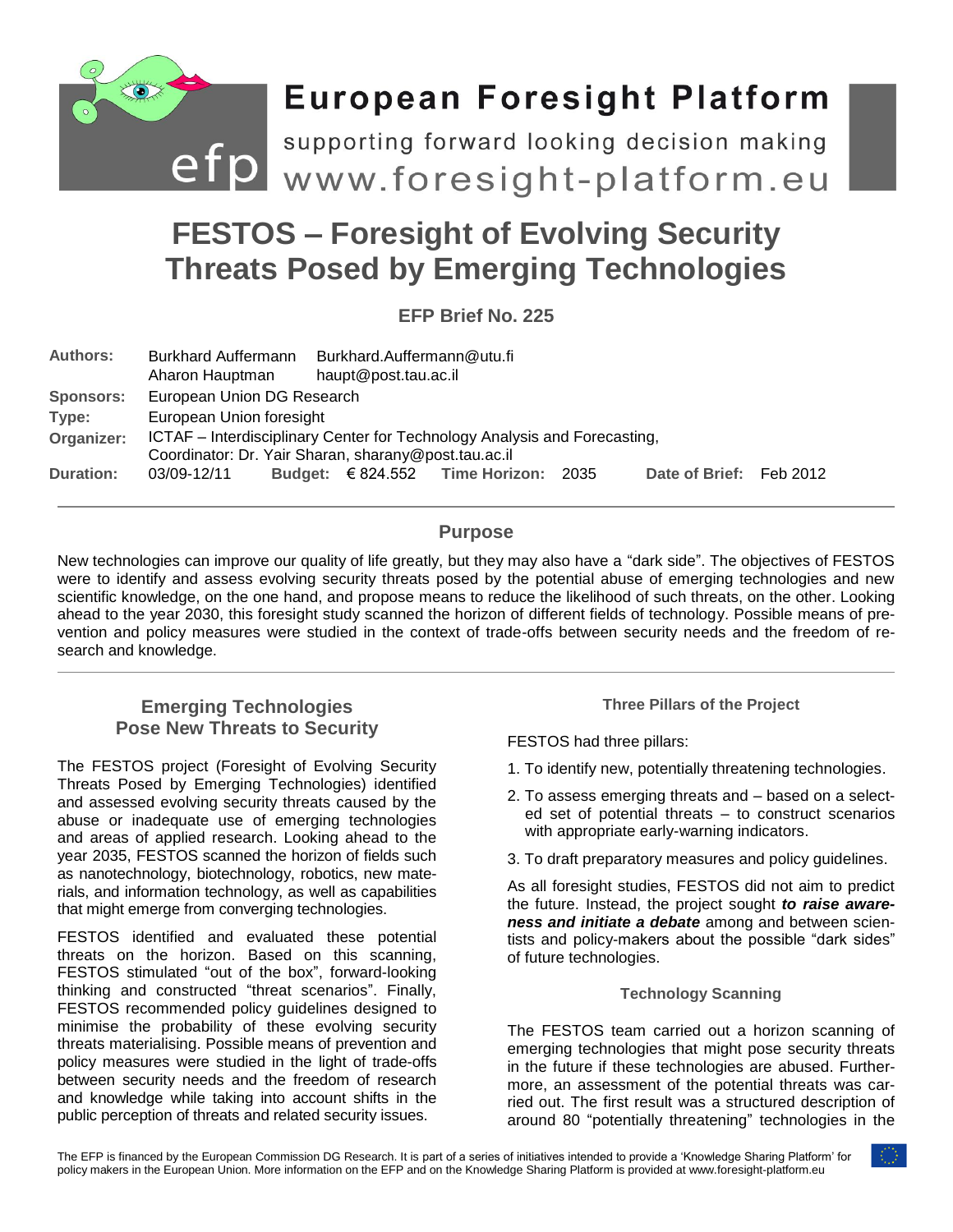# European Foresight Platform

supporting forward looking decision making

www.foresight-platform.eu

# FESTOS – Foresight of Evolving Security Threats Posed by Emerging Technologies

**EFP Brief No. 225**

| | |
|---|---|
| **Authors:** | Burkhard Auffermann Burkhard.Auffermann@utu.fi<br>Aharon Hauptman haupt@post.tau.ac.il |
| **Sponsors:** | European Union DG Research |
| **Type:** | European Union foresight |
| **Organizer:** | ICTAF – Interdisciplinary Center for Technology Analysis and Forecasting, Coordinator: Dr. Yair Sharan, sharany@post.tau.ac.il |
| **Duration:** | 03/09-12/11 **Budget:** € 824.552 **Time Horizon:** 2035 **Date of Brief:** Feb 2012 |

## Purpose

New technologies can improve our quality of life greatly, but they may also have a "dark side". The objectives of FESTOS were to identify and assess evolving security threats posed by the potential abuse of emerging technologies and new scientific knowledge, on the one hand, and propose means to reduce the likelihood of such threats, on the other. Looking ahead to the year 2030, this foresight study scanned the horizon of different fields of technology. Possible means of prevention and policy measures were studied in the context of trade-offs between security needs and the freedom of research and knowledge.

## Emerging Technologies Pose New Threats to Security

The FESTOS project (Foresight of Evolving Security Threats Posed by Emerging Technologies) identified and assessed evolving security threats caused by the abuse or inadequate use of emerging technologies and areas of applied research. Looking ahead to the year 2035, FESTOS scanned the horizon of fields such as nanotechnology, biotechnology, robotics, new materials, and information technology, as well as capabilities that might emerge from converging technologies.

FESTOS identified and evaluated these potential threats on the horizon. Based on this scanning, FESTOS stimulated "out of the box", forward-looking thinking and constructed "threat scenarios". Finally, FESTOS recommended policy guidelines designed to minimise the probability of these evolving security threats materialising. Possible means of prevention and policy measures were studied in the light of trade-offs between security needs and the freedom of research and knowledge while taking into account shifts in the public perception of threats and related security issues.

### Three Pillars of the Project

FESTOS had three pillars:

1. To identify new, potentially threatening technologies.
2. To assess emerging threats and – based on a selected set of potential threats – to construct scenarios with appropriate early-warning indicators.
3. To draft preparatory measures and policy guidelines.

As all foresight studies, FESTOS did not aim to predict the future. Instead, the project sought ***to raise awareness and initiate a debate*** among and between scientists and policy-makers about the possible "dark sides" of future technologies.

### Technology Scanning

The FESTOS team carried out a horizon scanning of emerging technologies that might pose security threats in the future if these technologies are abused. Furthermore, an assessment of the potential threats was carried out. The first result was a structured description of around 80 "potentially threatening" technologies in the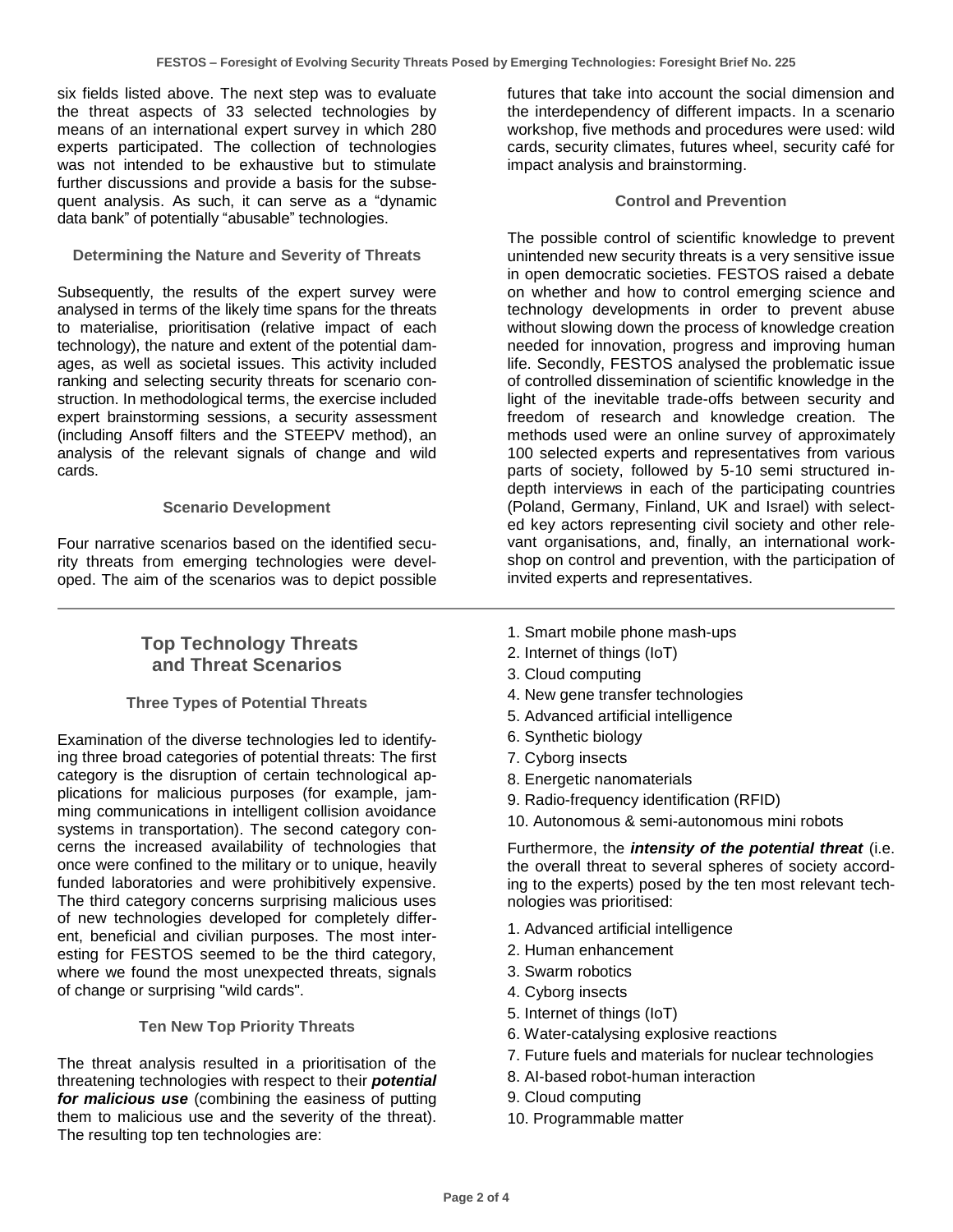six fields listed above. The next step was to evaluate the threat aspects of 33 selected technologies by means of an international expert survey in which 280 experts participated. The collection of technologies was not intended to be exhaustive but to stimulate further discussions and provide a basis for the subsequent analysis. As such, it can serve as a "dynamic data bank" of potentially "abusable" technologies.

### Determining the Nature and Severity of Threats

Subsequently, the results of the expert survey were analysed in terms of the likely time spans for the threats to materialise, prioritisation (relative impact of each technology), the nature and extent of the potential damages, as well as societal issues. This activity included ranking and selecting security threats for scenario construction. In methodological terms, the exercise included expert brainstorming sessions, a security assessment (including Ansoff filters and the STEEPV method), an analysis of the relevant signals of change and wild cards.

### Scenario Development

Four narrative scenarios based on the identified security threats from emerging technologies were developed. The aim of the scenarios was to depict possible futures that take into account the social dimension and the interdependency of different impacts. In a scenario workshop, five methods and procedures were used: wild cards, security climates, futures wheel, security café for impact analysis and brainstorming.

### Control and Prevention

The possible control of scientific knowledge to prevent unintended new security threats is a very sensitive issue in open democratic societies. FESTOS raised a debate on whether and how to control emerging science and technology developments in order to prevent abuse without slowing down the process of knowledge creation needed for innovation, progress and improving human life. Secondly, FESTOS analysed the problematic issue of controlled dissemination of scientific knowledge in the light of the inevitable trade-offs between security and freedom of research and knowledge creation. The methods used were an online survey of approximately 100 selected experts and representatives from various parts of society, followed by 5-10 semi structured in-depth interviews in each of the participating countries (Poland, Germany, Finland, UK and Israel) with selected key actors representing civil society and other relevant organisations, and, finally, an international workshop on control and prevention, with the participation of invited experts and representatives.

## Top Technology Threats and Threat Scenarios

### Three Types of Potential Threats

Examination of the diverse technologies led to identifying three broad categories of potential threats: The first category is the disruption of certain technological applications for malicious purposes (for example, jamming communications in intelligent collision avoidance systems in transportation). The second category concerns the increased availability of technologies that once were confined to the military or to unique, heavily funded laboratories and were prohibitively expensive. The third category concerns surprising malicious uses of new technologies developed for completely different, beneficial and civilian purposes. The most interesting for FESTOS seemed to be the third category, where we found the most unexpected threats, signals of change or surprising "wild cards".

### Ten New Top Priority Threats

The threat analysis resulted in a prioritisation of the threatening technologies with respect to their ***potential for malicious use*** (combining the easiness of putting them to malicious use and the severity of the threat). The resulting top ten technologies are:

1. Smart mobile phone mash-ups
2. Internet of things (IoT)
3. Cloud computing
4. New gene transfer technologies
5. Advanced artificial intelligence
6. Synthetic biology
7. Cyborg insects
8. Energetic nanomaterials
9. Radio-frequency identification (RFID)
10. Autonomous & semi-autonomous mini robots

Furthermore, the ***intensity of the potential threat*** (i.e. the overall threat to several spheres of society according to the experts) posed by the ten most relevant technologies was prioritised:

1. Advanced artificial intelligence
2. Human enhancement
3. Swarm robotics
4. Cyborg insects
5. Internet of things (IoT)
6. Water-catalysing explosive reactions
7. Future fuels and materials for nuclear technologies
8. AI-based robot-human interaction
9. Cloud computing
10. Programmable matter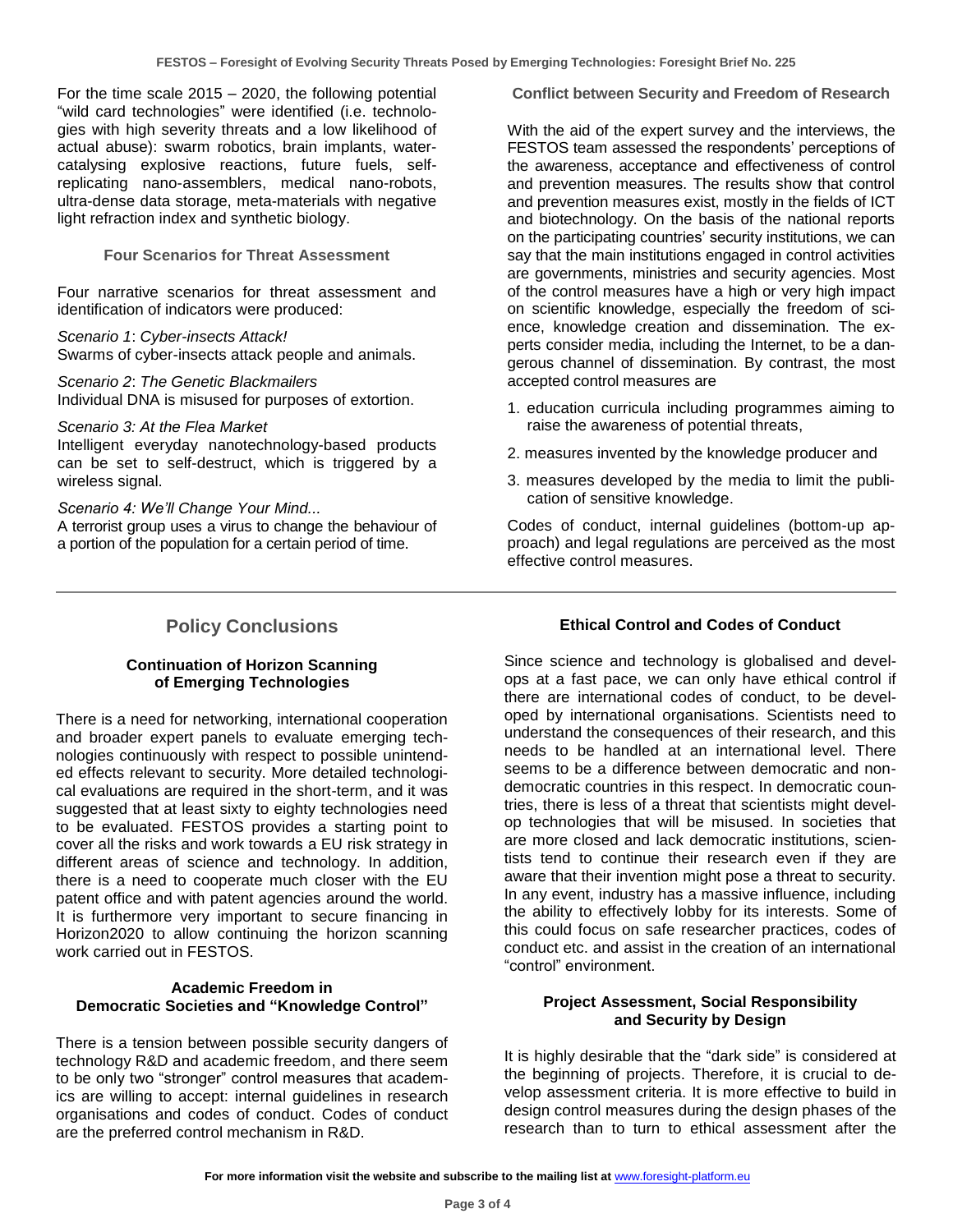For the time scale 2015 – 2020, the following potential "wild card technologies" were identified (i.e. technologies with high severity threats and a low likelihood of actual abuse): swarm robotics, brain implants, water-catalysing explosive reactions, future fuels, self-replicating nano-assemblers, medical nano-robots, ultra-dense data storage, meta-materials with negative light refraction index and synthetic biology.

### Four Scenarios for Threat Assessment

Four narrative scenarios for threat assessment and identification of indicators were produced:

*Scenario 1*: *Cyber-insects Attack!*
Swarms of cyber-insects attack people and animals.

*Scenario 2*: *The Genetic Blackmailers*
Individual DNA is misused for purposes of extortion.

*Scenario 3: At the Flea Market*
Intelligent everyday nanotechnology-based products can be set to self-destruct, which is triggered by a wireless signal.

*Scenario 4: We'll Change Your Mind...*
A terrorist group uses a virus to change the behaviour of a portion of the population for a certain period of time.

### Conflict between Security and Freedom of Research

With the aid of the expert survey and the interviews, the FESTOS team assessed the respondents' perceptions of the awareness, acceptance and effectiveness of control and prevention measures. The results show that control and prevention measures exist, mostly in the fields of ICT and biotechnology. On the basis of the national reports on the participating countries' security institutions, we can say that the main institutions engaged in control activities are governments, ministries and security agencies. Most of the control measures have a high or very high impact on scientific knowledge, especially the freedom of science, knowledge creation and dissemination. The experts consider media, including the Internet, to be a dangerous channel of dissemination. By contrast, the most accepted control measures are

1. education curricula including programmes aiming to raise the awareness of potential threats,
2. measures invented by the knowledge producer and
3. measures developed by the media to limit the publication of sensitive knowledge.

Codes of conduct, internal guidelines (bottom-up approach) and legal regulations are perceived as the most effective control measures.

## Policy Conclusions

### Continuation of Horizon Scanning of Emerging Technologies

There is a need for networking, international cooperation and broader expert panels to evaluate emerging technologies continuously with respect to possible unintended effects relevant to security. More detailed technological evaluations are required in the short-term, and it was suggested that at least sixty to eighty technologies need to be evaluated. FESTOS provides a starting point to cover all the risks and work towards a EU risk strategy in different areas of science and technology. In addition, there is a need to cooperate much closer with the EU patent office and with patent agencies around the world. It is furthermore very important to secure financing in Horizon2020 to allow continuing the horizon scanning work carried out in FESTOS.

### Academic Freedom in Democratic Societies and "Knowledge Control"

There is a tension between possible security dangers of technology R&D and academic freedom, and there seem to be only two "stronger" control measures that academics are willing to accept: internal guidelines in research organisations and codes of conduct. Codes of conduct are the preferred control mechanism in R&D.

### Ethical Control and Codes of Conduct

Since science and technology is globalised and develops at a fast pace, we can only have ethical control if there are international codes of conduct, to be developed by international organisations. Scientists need to understand the consequences of their research, and this needs to be handled at an international level. There seems to be a difference between democratic and non-democratic countries in this respect. In democratic countries, there is less of a threat that scientists might develop technologies that will be misused. In societies that are more closed and lack democratic institutions, scientists tend to continue their research even if they are aware that their invention might pose a threat to security. In any event, industry has a massive influence, including the ability to effectively lobby for its interests. Some of this could focus on safe researcher practices, codes of conduct etc. and assist in the creation of an international "control" environment.

### Project Assessment, Social Responsibility and Security by Design

It is highly desirable that the "dark side" is considered at the beginning of projects. Therefore, it is crucial to develop assessment criteria. It is more effective to build in design control measures during the design phases of the research than to turn to ethical assessment after the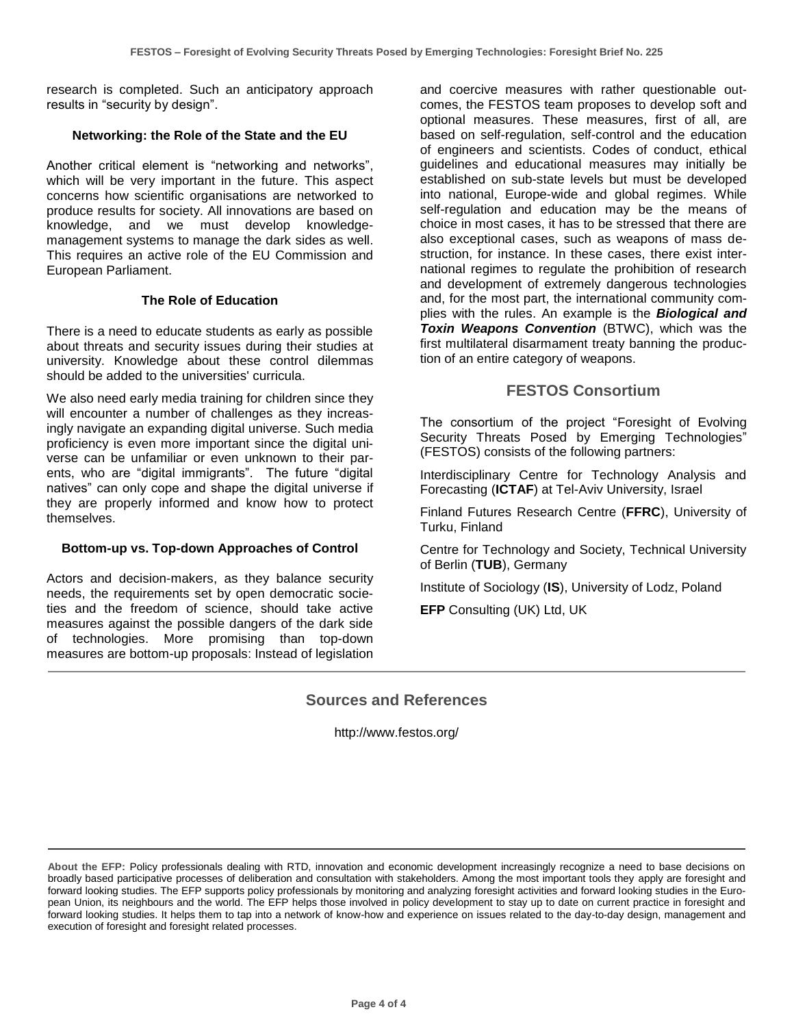research is completed. Such an anticipatory approach results in “security by design”.

### Networking: the Role of the State and the EU

Another critical element is “networking and networks”, which will be very important in the future. This aspect concerns how scientific organisations are networked to produce results for society. All innovations are based on knowledge, and we must develop knowledge-management systems to manage the dark sides as well. This requires an active role of the EU Commission and European Parliament.

### The Role of Education

There is a need to educate students as early as possible about threats and security issues during their studies at university. Knowledge about these control dilemmas should be added to the universities' curricula.

We also need early media training for children since they will encounter a number of challenges as they increasingly navigate an expanding digital universe. Such media proficiency is even more important since the digital universe can be unfamiliar or even unknown to their parents, who are “digital immigrants”. The future “digital natives” can only cope and shape the digital universe if they are properly informed and know how to protect themselves.

### Bottom-up vs. Top-down Approaches of Control

Actors and decision-makers, as they balance security needs, the requirements set by open democratic societies and the freedom of science, should take active measures against the possible dangers of the dark side of technologies. More promising than top-down measures are bottom-up proposals: Instead of legislation and coercive measures with rather questionable outcomes, the FESTOS team proposes to develop soft and optional measures. These measures, first of all, are based on self-regulation, self-control and the education of engineers and scientists. Codes of conduct, ethical guidelines and educational measures may initially be established on sub-state levels but must be developed into national, Europe-wide and global regimes. While self-regulation and education may be the means of choice in most cases, it has to be stressed that there are also exceptional cases, such as weapons of mass destruction, for instance. In these cases, there exist international regimes to regulate the prohibition of research and development of extremely dangerous technologies and, for the most part, the international community complies with the rules. An example is the ***Biological and Toxin Weapons Convention*** (BTWC), which was the first multilateral disarmament treaty banning the production of an entire category of weapons.

## FESTOS Consortium

The consortium of the project “Foresight of Evolving Security Threats Posed by Emerging Technologies” (FESTOS) consists of the following partners:

Interdisciplinary Centre for Technology Analysis and Forecasting (**ICTAF**) at Tel-Aviv University, Israel

Finland Futures Research Centre (**FFRC**), University of Turku, Finland

Centre for Technology and Society, Technical University of Berlin (**TUB**), Germany

Institute of Sociology (**IS**), University of Lodz, Poland

**EFP** Consulting (UK) Ltd, UK

## Sources and References

http://www.festos.org/

**About the EFP:** Policy professionals dealing with RTD, innovation and economic development increasingly recognize a need to base decisions on broadly based participative processes of deliberation and consultation with stakeholders. Among the most important tools they apply are foresight and forward looking studies. The EFP supports policy professionals by monitoring and analyzing foresight activities and forward looking studies in the European Union, its neighbours and the world. The EFP helps those involved in policy development to stay up to date on current practice in foresight and forward looking studies. It helps them to tap into a network of know-how and experience on issues related to the day-to-day design, management and execution of foresight and foresight related processes.